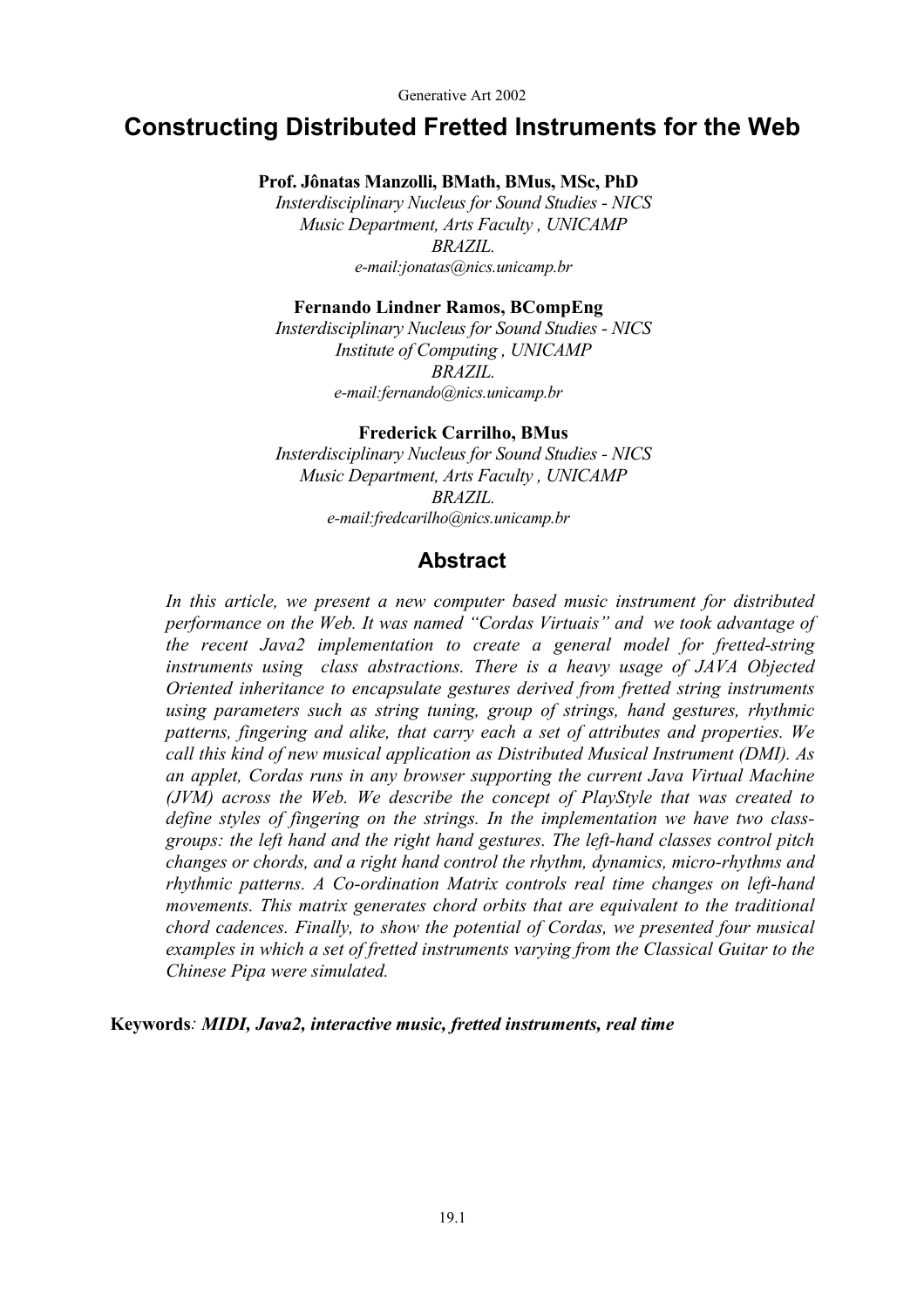# Constructing Distributed Fretted Instruments for the Web

**Prof. Jônatas Manzolli, BMath, BMus, MSc, PhD**
*Insterdisciplinary Nucleus for Sound Studies - NICS*
*Music Department, Arts Faculty , UNICAMP*
*BRAZIL.*
*e-mail:jonatas@nics.unicamp.br*

**Fernando Lindner Ramos, BCompEng**
*Insterdisciplinary Nucleus for Sound Studies - NICS*
*Institute of Computing , UNICAMP*
*BRAZIL.*
*e-mail:fernando@nics.unicamp.br*

**Frederick Carrilho, BMus**
*Insterdisciplinary Nucleus for Sound Studies - NICS*
*Music Department, Arts Faculty , UNICAMP*
*BRAZIL.*
*e-mail:fredcarilho@nics.unicamp.br*

## Abstract

*In this article, we present a new computer based music instrument for distributed performance on the Web. It was named "Cordas Virtuais" and we took advantage of the recent Java2 implementation to create a general model for fretted-string instruments using class abstractions. There is a heavy usage of JAVA Objected Oriented inheritance to encapsulate gestures derived from fretted string instruments using parameters such as string tuning, group of strings, hand gestures, rhythmic patterns, fingering and alike, that carry each a set of attributes and properties. We call this kind of new musical application as Distributed Musical Instrument (DMI). As an applet, Cordas runs in any browser supporting the current Java Virtual Machine (JVM) across the Web. We describe the concept of PlayStyle that was created to define styles of fingering on the strings. In the implementation we have two class-groups: the left hand and the right hand gestures. The left-hand classes control pitch changes or chords, and a right hand control the rhythm, dynamics, micro-rhythms and rhythmic patterns. A Co-ordination Matrix controls real time changes on left-hand movements. This matrix generates chord orbits that are equivalent to the traditional chord cadences. Finally, to show the potential of Cordas, we presented four musical examples in which a set of fretted instruments varying from the Classical Guitar to the Chinese Pipa were simulated.*

**Keywords***: MIDI, Java2, interactive music, fretted instruments, real time*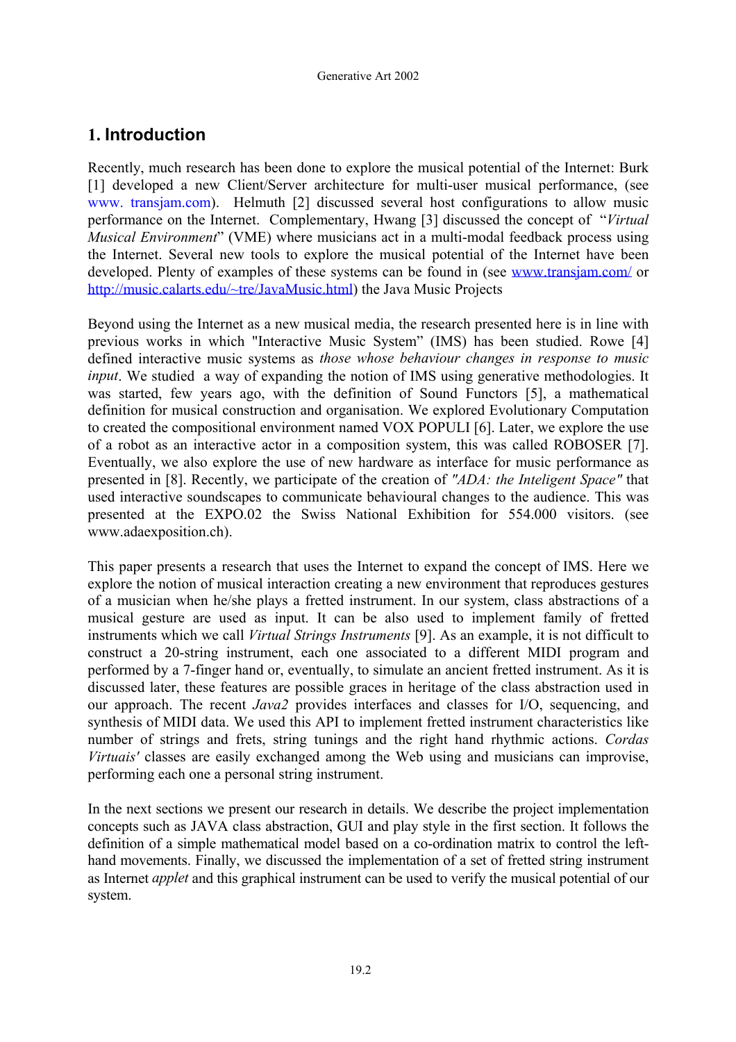## 1. Introduction

Recently, much research has been done to explore the musical potential of the Internet: Burk [1] developed a new Client/Server architecture for multi-user musical performance, (see www. transjam.com). Helmuth [2] discussed several host configurations to allow music performance on the Internet. Complementary, Hwang [3] discussed the concept of "*Virtual Musical Environment*" (VME) where musicians act in a multi-modal feedback process using the Internet. Several new tools to explore the musical potential of the Internet have been developed. Plenty of examples of these systems can be found in (see www.transjam.com/ or http://music.calarts.edu/~tre/JavaMusic.html) the Java Music Projects

Beyond using the Internet as a new musical media, the research presented here is in line with previous works in which "Interactive Music System" (IMS) has been studied. Rowe [4] defined interactive music systems as *those whose behaviour changes in response to music input*. We studied a way of expanding the notion of IMS using generative methodologies. It was started, few years ago, with the definition of Sound Functors [5], a mathematical definition for musical construction and organisation. We explored Evolutionary Computation to created the compositional environment named VOX POPULI [6]. Later, we explore the use of a robot as an interactive actor in a composition system, this was called ROBOSER [7]. Eventually, we also explore the use of new hardware as interface for music performance as presented in [8]. Recently, we participate of the creation of *"ADA: the Inteligent Space"* that used interactive soundscapes to communicate behavioural changes to the audience. This was presented at the EXPO.02 the Swiss National Exhibition for 554.000 visitors. (see www.adaexposition.ch).

This paper presents a research that uses the Internet to expand the concept of IMS. Here we explore the notion of musical interaction creating a new environment that reproduces gestures of a musician when he/she plays a fretted instrument. In our system, class abstractions of a musical gesture are used as input. It can be also used to implement family of fretted instruments which we call *Virtual Strings Instruments* [9]. As an example, it is not difficult to construct a 20-string instrument, each one associated to a different MIDI program and performed by a 7-finger hand or, eventually, to simulate an ancient fretted instrument. As it is discussed later, these features are possible graces in heritage of the class abstraction used in our approach. The recent *Java2* provides interfaces and classes for I/O, sequencing, and synthesis of MIDI data. We used this API to implement fretted instrument characteristics like number of strings and frets, string tunings and the right hand rhythmic actions. *Cordas Virtuais'* classes are easily exchanged among the Web using and musicians can improvise, performing each one a personal string instrument.

In the next sections we present our research in details. We describe the project implementation concepts such as JAVA class abstraction, GUI and play style in the first section. It follows the definition of a simple mathematical model based on a co-ordination matrix to control the left-hand movements. Finally, we discussed the implementation of a set of fretted string instrument as Internet *applet* and this graphical instrument can be used to verify the musical potential of our system.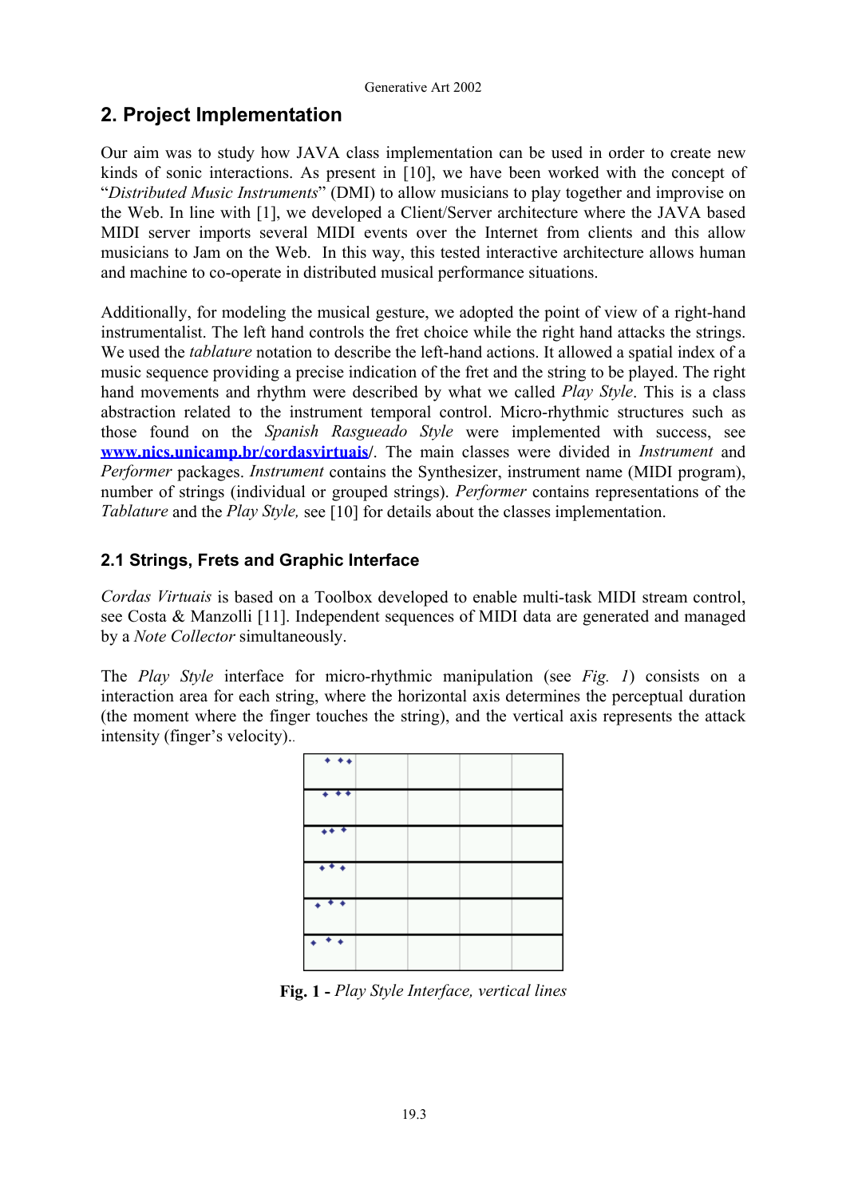## 2. Project Implementation

Our aim was to study how JAVA class implementation can be used in order to create new kinds of sonic interactions. As present in [10], we have been worked with the concept of "*Distributed Music Instruments*" (DMI) to allow musicians to play together and improvise on the Web. In line with [1], we developed a Client/Server architecture where the JAVA based MIDI server imports several MIDI events over the Internet from clients and this allow musicians to Jam on the Web. In this way, this tested interactive architecture allows human and machine to co-operate in distributed musical performance situations.

Additionally, for modeling the musical gesture, we adopted the point of view of a right-hand instrumentalist. The left hand controls the fret choice while the right hand attacks the strings. We used the *tablature* notation to describe the left-hand actions. It allowed a spatial index of a music sequence providing a precise indication of the fret and the string to be played. The right hand movements and rhythm were described by what we called *Play Style*. This is a class abstraction related to the instrument temporal control. Micro-rhythmic structures such as those found on the *Spanish Rasgueado Style* were implemented with success, see **www.nics.unicamp.br/cordasvirtuais**/. The main classes were divided in *Instrument* and *Performer* packages. *Instrument* contains the Synthesizer, instrument name (MIDI program), number of strings (individual or grouped strings). *Performer* contains representations of the *Tablature* and the *Play Style,* see [10] for details about the classes implementation.

### 2.1 Strings, Frets and Graphic Interface

*Cordas Virtuais* is based on a Toolbox developed to enable multi-task MIDI stream control, see Costa & Manzolli [11]. Independent sequences of MIDI data are generated and managed by a *Note Collector* simultaneously.

The *Play Style* interface for micro-rhythmic manipulation (see *Fig. 1*) consists on a interaction area for each string, where the horizontal axis determines the perceptual duration (the moment where the finger touches the string), and the vertical axis represents the attack intensity (finger's velocity)..

**Fig. 1 -** *Play Style Interface, vertical lines*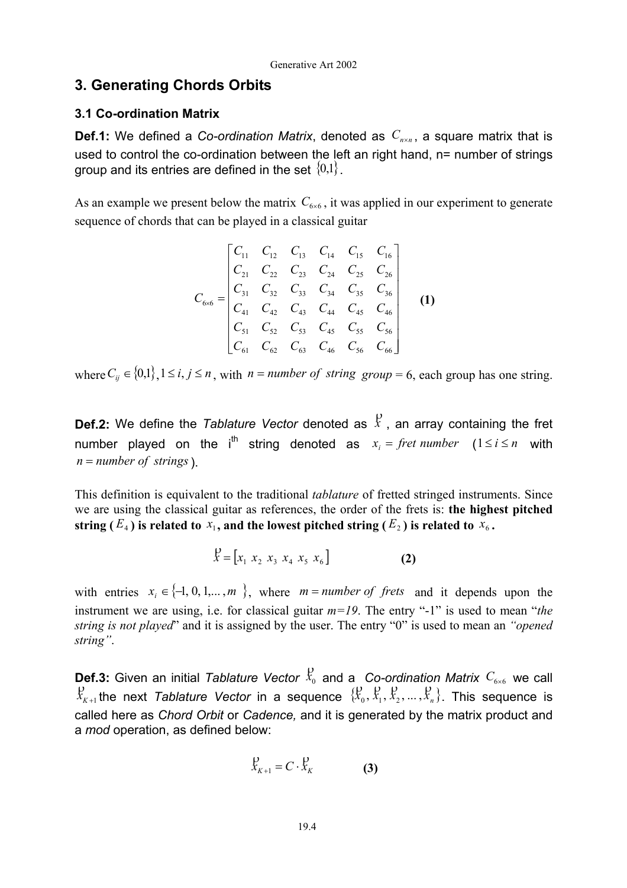## 3. Generating Chords Orbits

### 3.1 Co-ordination Matrix

**Def.1:** We defined a *Co-ordination Matrix*, denoted as $C_{n\times n}$, a square matrix that is used to control the co-ordination between the left an right hand, n= number of strings group and its entries are defined in the set $\{0,1\}$.

As an example we present below the matrix $C_{6\times 6}$, it was applied in our experiment to generate sequence of chords that can be played in a classical guitar

$$C_{6\times 6} = \begin{bmatrix} C_{11} & C_{12} & C_{13} & C_{14} & C_{15} & C_{16} \\ C_{21} & C_{22} & C_{23} & C_{24} & C_{25} & C_{26} \\ C_{31} & C_{32} & C_{33} & C_{34} & C_{35} & C_{36} \\ C_{41} & C_{42} & C_{43} & C_{44} & C_{45} & C_{46} \\ C_{51} & C_{52} & C_{53} & C_{45} & C_{55} & C_{56} \\ C_{61} & C_{62} & C_{63} & C_{46} & C_{56} & C_{66} \end{bmatrix} \quad \textbf{(1)}$$

where $C_{ij} \in \{0,1\}, 1 \le i, j \le n$, with $n = number\ of\ string\ group = 6$, each group has one string.

**Def.2:** We define the *Tablature Vector* denoted as $\vec{x}$, an array containing the fret number played on the i$^{th}$ string denoted as $x_i = fret\ number$ $(1 \le i \le n$ with $n = number\ of\ strings)$.

This definition is equivalent to the traditional *tablature* of fretted stringed instruments. Since we are using the classical guitar as references, the order of the frets is: **the highest pitched string ($E_4$) is related to $x_1$, and the lowest pitched string ($E_2$) is related to $x_6$.**

$$\vec{x} = \left[x_1\ x_2\ x_3\ x_4\ x_5\ x_6\right] \quad \textbf{(2)}$$

with entries $x_i \in \{-1, 0, 1, \ldots, m\}$, where $m = number\ of\ frets$ and it depends upon the instrument we are using, i.e. for classical guitar $m=19$. The entry "-1" is used to mean "*the string is not played*" and it is assigned by the user. The entry "0" is used to mean an *"opened string"*.

**Def.3:** Given an initial *Tablature Vector* $\vec{x}_0$ and a *Co-ordination Matrix* $C_{6\times 6}$ we call $\vec{x}_{K+1}$ the next *Tablature Vector* in a sequence $\{\vec{x}_0, \vec{x}_1, \vec{x}_2, \ldots, \vec{x}_n\}$. This sequence is called here as *Chord Orbit* or *Cadence,* and it is generated by the matrix product and a *mod* operation, as defined below:

$$\vec{x}_{K+1} = C \cdot \vec{x}_K \quad \textbf{(3)}$$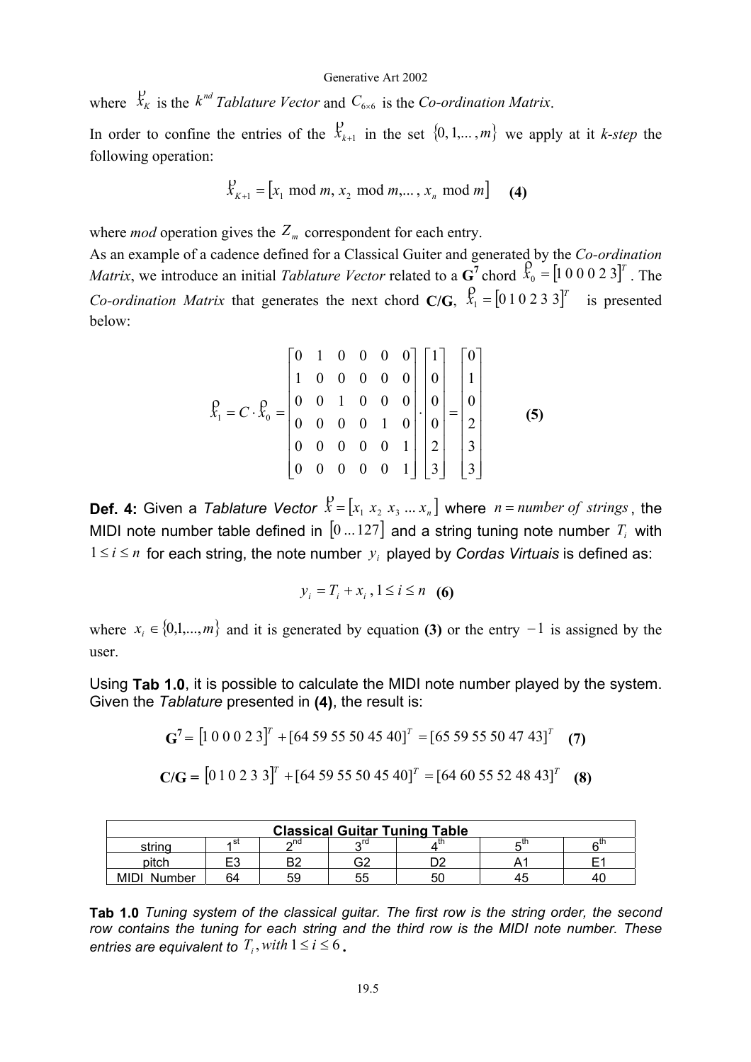where $\vec{x}_K$ is the $k^{nd}$ *Tablature Vector* and $C_{6\times 6}$ is the *Co-ordination Matrix*.

In order to confine the entries of the $\vec{x}_{k+1}$ in the set $\{0, 1, ..., m\}$ we apply at it *k-step* the following operation:

$$\vec{x}_{K+1} = [x_1 \bmod m, x_2 \bmod m, ..., x_n \bmod m] \quad \textbf{(4)}$$

where *mod* operation gives the $Z_m$ correspondent for each entry.

As an example of a cadence defined for a Classical Guiter and generated by the *Co-ordination Matrix*, we introduce an initial *Tablature Vector* related to a **G**$^7$ chord $\vec{x}_0 = [1\,0\,0\,0\,2\,3]^T$. The *Co-ordination Matrix* that generates the next chord **C/G**, $\vec{x}_1 = [0\,1\,0\,2\,3\,3]^T$ is presented below:

$$\vec{x}_1 = C \cdot \vec{x}_0 = \begin{bmatrix} 0 & 1 & 0 & 0 & 0 & 0 \\ 1 & 0 & 0 & 0 & 0 & 0 \\ 0 & 0 & 1 & 0 & 0 & 0 \\ 0 & 0 & 0 & 0 & 1 & 0 \\ 0 & 0 & 0 & 0 & 0 & 1 \\ 0 & 0 & 0 & 0 & 0 & 1 \end{bmatrix} \cdot \begin{bmatrix} 1 \\ 0 \\ 0 \\ 0 \\ 2 \\ 3 \end{bmatrix} = \begin{bmatrix} 0 \\ 1 \\ 0 \\ 2 \\ 3 \\ 3 \end{bmatrix} \quad \textbf{(5)}$$

**Def. 4:** Given a *Tablature Vector* $\vec{x} = [x_1\ x_2\ x_3\ ...\ x_n]$ where $n = number\ of\ strings$, the MIDI note number table defined in $[0\ ...127]$ and a string tuning note number $T_i$ with $1 \le i \le n$ for each string, the note number $y_i$ played by *Cordas Virtuais* is defined as:

$$y_i = T_i + x_i\,, 1 \le i \le n \quad \textbf{(6)}$$

where $x_i \in \{0,1,...,m\}$ and it is generated by equation **(3)** or the entry $-1$ is assigned by the user.

Using **Tab 1.0**, it is possible to calculate the MIDI note number played by the system. Given the *Tablature* presented in **(4)**, the result is:

$$\mathbf{G^7} = [1\,0\,0\,0\,2\,3]^T + [64\ 59\ 55\ 50\ 45\ 40]^T = [65\ 59\ 55\ 50\ 47\ 43]^T \quad \textbf{(7)}$$

$$\mathbf{C/G} = [0\,1\,0\,2\,3\,3]^T + [64\ 59\ 55\ 50\ 45\ 40]^T = [64\ 60\ 55\ 52\ 48\ 43]^T \quad \textbf{(8)}$$

| **Classical Guitar Tuning Table** | | | | | | |
|---|---|---|---|---|---|---|
| string | 1$^{st}$ | 2$^{nd}$ | 3$^{rd}$ | 4$^{th}$ | 5$^{th}$ | 6$^{th}$ |
| pitch | E3 | B2 | G2 | D2 | A1 | E1 |
| MIDI Number | 64 | 59 | 55 | 50 | 45 | 40 |

**Tab 1.0** *Tuning system of the classical guitar. The first row is the string order, the second row contains the tuning for each string and the third row is the MIDI note number. These entries are equivalent to* $T_i, with\ 1 \le i \le 6$.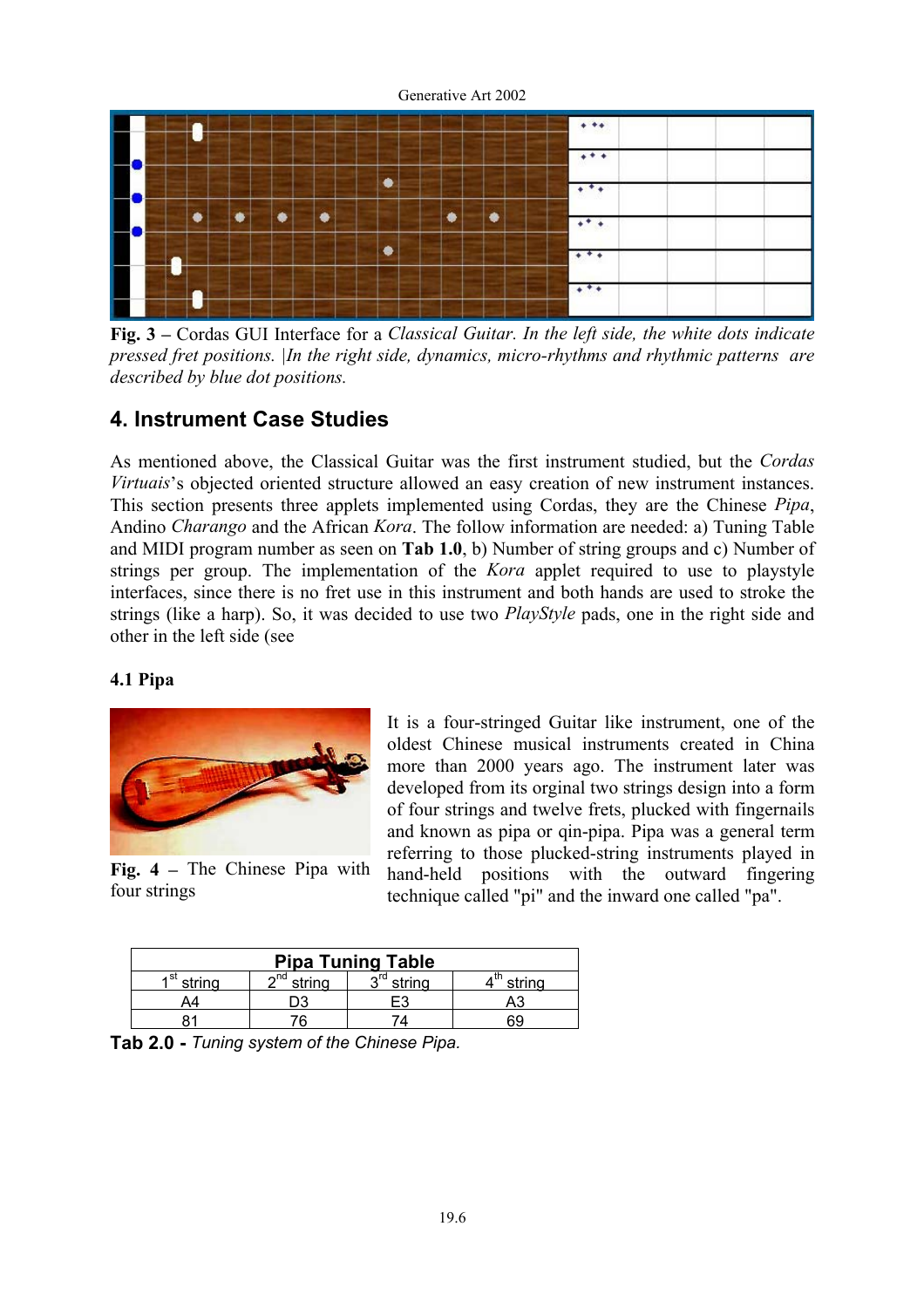**Fig. 3** – Cordas GUI Interface for a *Classical Guitar. In the left side, the white dots indicate pressed fret positions. |In the right side, dynamics, micro-rhythms and rhythmic patterns are described by blue dot positions.*

## 4. Instrument Case Studies

As mentioned above, the Classical Guitar was the first instrument studied, but the *Cordas Virtuais*'s objected oriented structure allowed an easy creation of new instrument instances. This section presents three applets implemented using Cordas, they are the Chinese *Pipa*, Andino *Charango* and the African *Kora*. The follow information are needed: a) Tuning Table and MIDI program number as seen on **Tab 1.0**, b) Number of string groups and c) Number of strings per group. The implementation of the *Kora* applet required to use to playstyle interfaces, since there is no fret use in this instrument and both hands are used to stroke the strings (like a harp). So, it was decided to use two *PlayStyle* pads, one in the right side and other in the left side (see

### 4.1 Pipa

**Fig. 4** – The Chinese Pipa with four strings

It is a four-stringed Guitar like instrument, one of the oldest Chinese musical instruments created in China more than 2000 years ago. The instrument later was developed from its orginal two strings design into a form of four strings and twelve frets, plucked with fingernails and known as pipa or qin-pipa. Pipa was a general term referring to those plucked-string instruments played in hand-held positions with the outward fingering technique called "pi" and the inward one called "pa".

| Pipa Tuning Table | | | |
|---|---|---|---|
| 1st string | 2nd string | 3rd string | 4th string |
| A4 | D3 | E3 | A3 |
| 81 | 76 | 74 | 69 |

**Tab 2.0 -** *Tuning system of the Chinese Pipa.*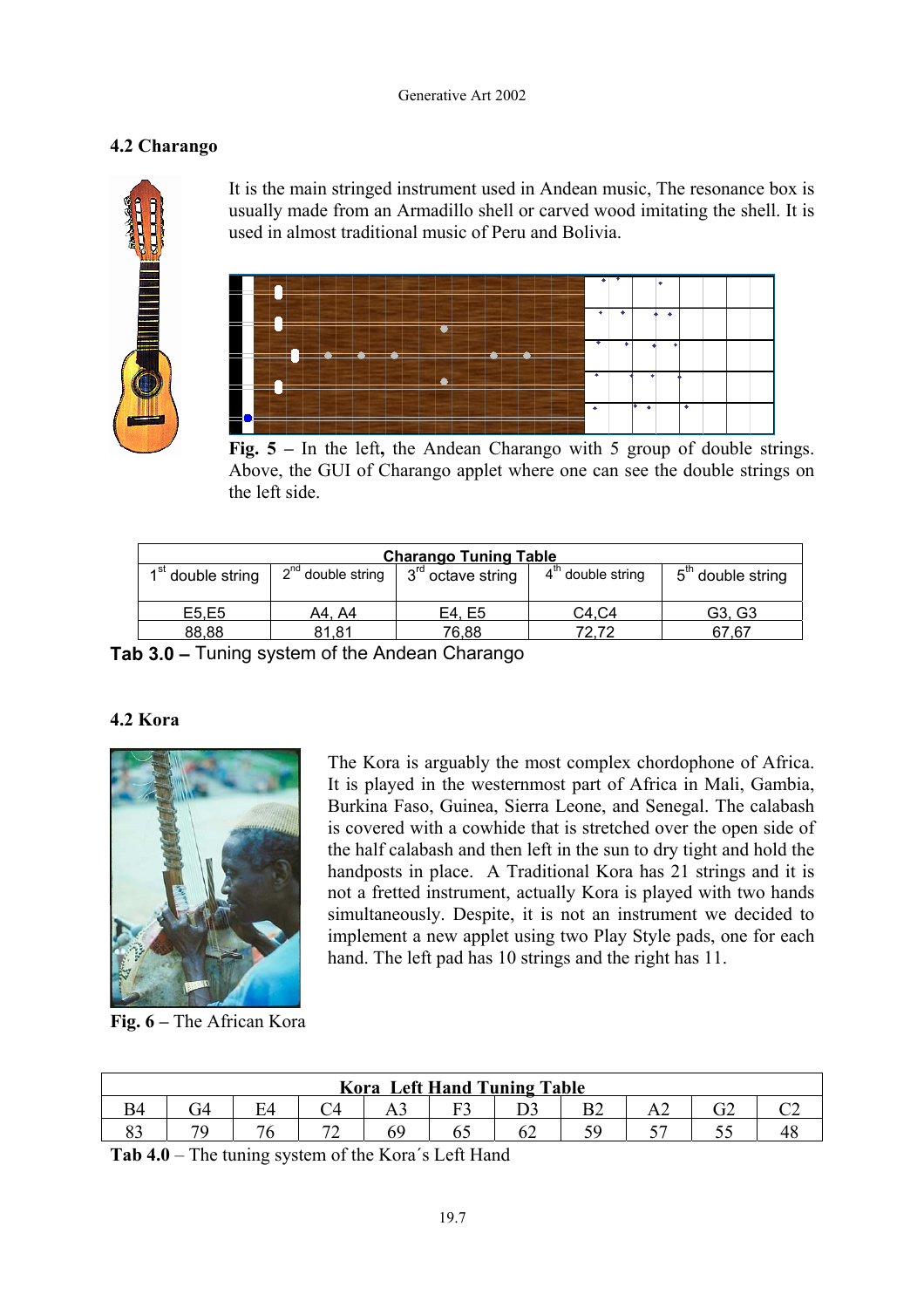## 4.2 Charango

It is the main stringed instrument used in Andean music, The resonance box is usually made from an Armadillo shell or carved wood imitating the shell. It is used in almost traditional music of Peru and Bolivia.

**Fig. 5** – In the left**,** the Andean Charango with 5 group of double strings. Above, the GUI of Charango applet where one can see the double strings on the left side.

| Charango Tuning Table | | | | |
|---|---|---|---|---|
| 1st double string | 2nd double string | 3rd octave string | 4th double string | 5th double string |
| E5,E5 | A4, A4 | E4, E5 | C4,C4 | G3, G3 |
| 88,88 | 81,81 | 76,88 | 72,72 | 67,67 |

**Tab 3.0 –** Tuning system of the Andean Charango

## 4.2 Kora

The Kora is arguably the most complex chordophone of Africa. It is played in the westernmost part of Africa in Mali, Gambia, Burkina Faso, Guinea, Sierra Leone, and Senegal. The calabash is covered with a cowhide that is stretched over the open side of the half calabash and then left in the sun to dry tight and hold the handposts in place. A Traditional Kora has 21 strings and it is not a fretted instrument, actually Kora is played with two hands simultaneously. Despite, it is not an instrument we decided to implement a new applet using two Play Style pads, one for each hand. The left pad has 10 strings and the right has 11.

**Fig. 6 –** The African Kora

| Kora Left Hand Tuning Table | | | | | | | | | | |
|---|---|---|---|---|---|---|---|---|---|---|
| B4 | G4 | E4 | C4 | A3 | F3 | D3 | B2 | A2 | G2 | C2 |
| 83 | 79 | 76 | 72 | 69 | 65 | 62 | 59 | 57 | 55 | 48 |

**Tab 4.0** – The tuning system of the Kora´s Left Hand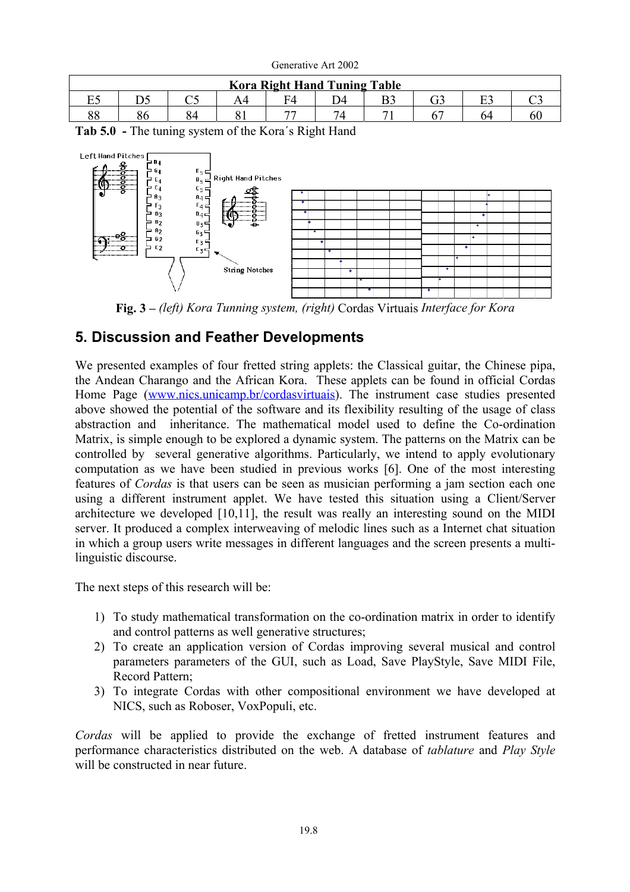| Kora Right Hand Tuning Table | | | | | | | | | |
|---|---|---|---|---|---|---|---|---|---|
| E5 | D5 | C5 | A4 | F4 | D4 | B3 | G3 | E3 | C3 |
| 88 | 86 | 84 | 81 | 77 | 74 | 71 | 67 | 64 | 60 |

**Tab 5.0 -** The tuning system of the Kora´s Right Hand

**Fig. 3 –** *(left) Kora Tunning system, (right)* Cordas Virtuais *Interface for Kora*

## 5. Discussion and Feather Developments

We presented examples of four fretted string applets: the Classical guitar, the Chinese pipa, the Andean Charango and the African Kora. These applets can be found in official Cordas Home Page (www.nics.unicamp.br/cordasvirtuais). The instrument case studies presented above showed the potential of the software and its flexibility resulting of the usage of class abstraction and inheritance. The mathematical model used to define the Co-ordination Matrix, is simple enough to be explored a dynamic system. The patterns on the Matrix can be controlled by several generative algorithms. Particularly, we intend to apply evolutionary computation as we have been studied in previous works [6]. One of the most interesting features of *Cordas* is that users can be seen as musician performing a jam section each one using a different instrument applet. We have tested this situation using a Client/Server architecture we developed [10,11], the result was really an interesting sound on the MIDI server. It produced a complex interweaving of melodic lines such as a Internet chat situation in which a group users write messages in different languages and the screen presents a multi-linguistic discourse.

The next steps of this research will be:

1) To study mathematical transformation on the co-ordination matrix in order to identify and control patterns as well generative structures;
2) To create an application version of Cordas improving several musical and control parameters parameters of the GUI, such as Load, Save PlayStyle, Save MIDI File, Record Pattern;
3) To integrate Cordas with other compositional environment we have developed at NICS, such as Roboser, VoxPopuli, etc.

*Cordas* will be applied to provide the exchange of fretted instrument features and performance characteristics distributed on the web. A database of *tablature* and *Play Style* will be constructed in near future.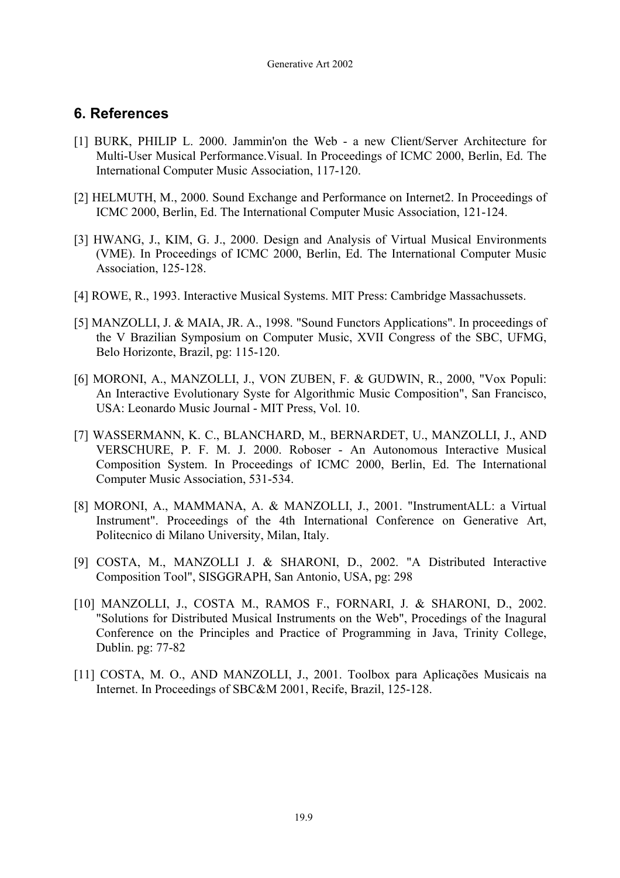## 6. References

[1] BURK, PHILIP L. 2000. Jammin'on the Web - a new Client/Server Architecture for Multi-User Musical Performance.Visual. In Proceedings of ICMC 2000, Berlin, Ed. The International Computer Music Association, 117-120.

[2] HELMUTH, M., 2000. Sound Exchange and Performance on Internet2. In Proceedings of ICMC 2000, Berlin, Ed. The International Computer Music Association, 121-124.

[3] HWANG, J., KIM, G. J., 2000. Design and Analysis of Virtual Musical Environments (VME). In Proceedings of ICMC 2000, Berlin, Ed. The International Computer Music Association, 125-128.

[4] ROWE, R., 1993. Interactive Musical Systems. MIT Press: Cambridge Massachussets.

[5] MANZOLLI, J. & MAIA, JR. A., 1998. "Sound Functors Applications". In proceedings of the V Brazilian Symposium on Computer Music, XVII Congress of the SBC, UFMG, Belo Horizonte, Brazil, pg: 115-120.

[6] MORONI, A., MANZOLLI, J., VON ZUBEN, F. & GUDWIN, R., 2000, "Vox Populi: An Interactive Evolutionary Syste for Algorithmic Music Composition", San Francisco, USA: Leonardo Music Journal - MIT Press, Vol. 10.

[7] WASSERMANN, K. C., BLANCHARD, M., BERNARDET, U., MANZOLLI, J., AND VERSCHURE, P. F. M. J. 2000. Roboser - An Autonomous Interactive Musical Composition System. In Proceedings of ICMC 2000, Berlin, Ed. The International Computer Music Association, 531-534.

[8] MORONI, A., MAMMANA, A. & MANZOLLI, J., 2001. "InstrumentALL: a Virtual Instrument". Proceedings of the 4th International Conference on Generative Art, Politecnico di Milano University, Milan, Italy.

[9] COSTA, M., MANZOLLI J. & SHARONI, D., 2002. "A Distributed Interactive Composition Tool", SISGGRAPH, San Antonio, USA, pg: 298

[10] MANZOLLI, J., COSTA M., RAMOS F., FORNARI, J. & SHARONI, D., 2002. "Solutions for Distributed Musical Instruments on the Web", Procedings of the Inagural Conference on the Principles and Practice of Programming in Java, Trinity College, Dublin. pg: 77-82

[11] COSTA, M. O., AND MANZOLLI, J., 2001. Toolbox para Aplicações Musicais na Internet. In Proceedings of SBC&M 2001, Recife, Brazil, 125-128.